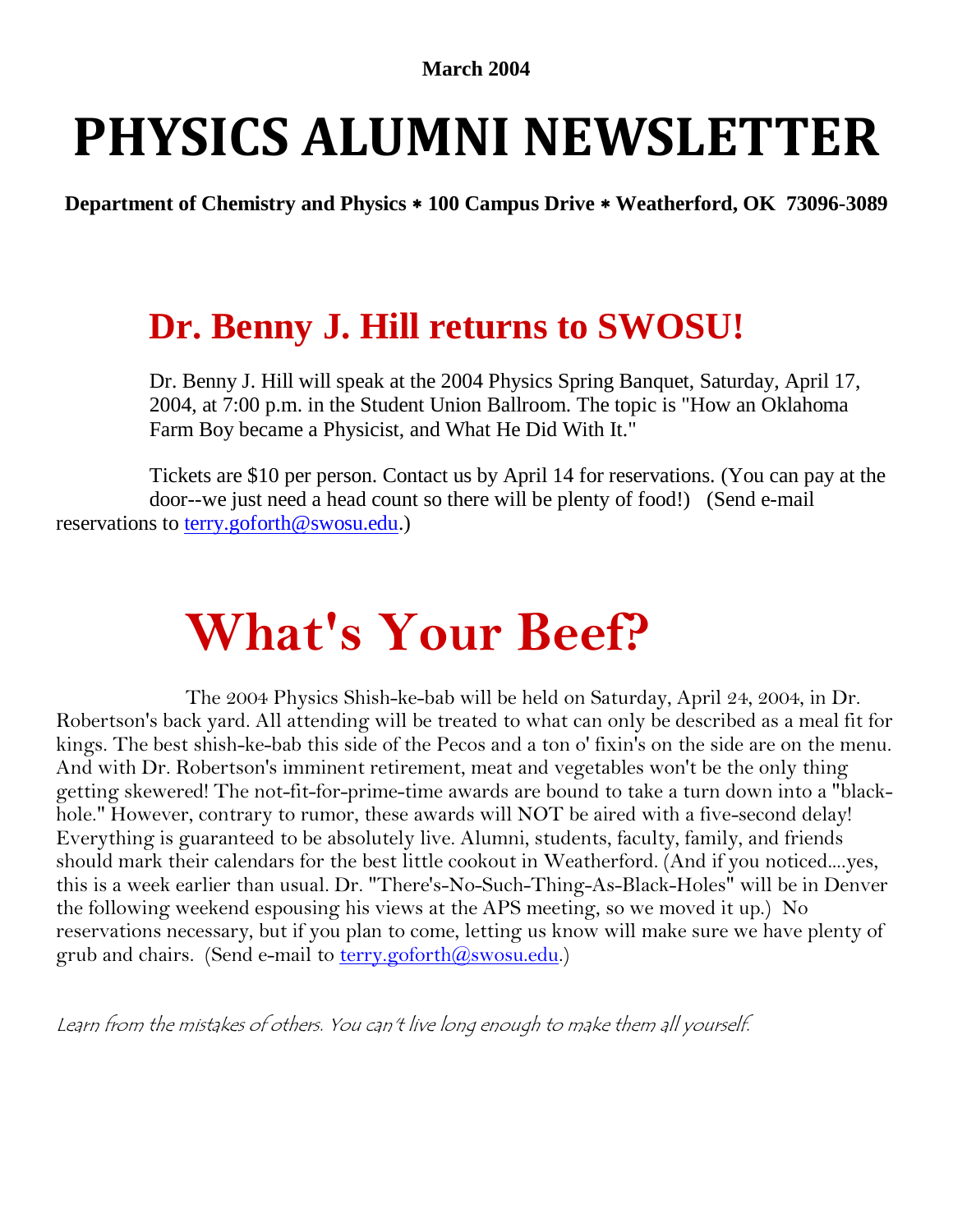**March 2004**

# PHYSICS ALUMNI NEWSLETTER

**Department of Chemistry and Physics ∗ 100 Campus Drive ∗ Weatherford, OK 73096-3089**

## Dr. Benny J. Hill returns to SWOSU!

Dr. Benny J. Hill will speak at the 2004 Physics Spring Banquet, Saturday, April 17, 2004, at 7:00 p.m. in the Student Union Ballroom. The topic is "How an Oklahoma Farm Boy became a Physicist, and What He Did With It."

Tickets are $10 per person. Contact us by April 14 for reservations. (You can pay at the door--we just need a head count so there will be plenty of food!) (Send e-mail reservations to terry.goforth@swosu.edu.)

# What's Your Beef?

The 2004 Physics Shish-ke-bab will be held on Saturday, April 24, 2004, in Dr. Robertson's back yard. All attending will be treated to what can only be described as a meal fit for kings. The best shish-ke-bab this side of the Pecos and a ton o' fixin's on the side are on the menu. And with Dr. Robertson's imminent retirement, meat and vegetables won't be the only thing getting skewered! The not-fit-for-prime-time awards are bound to take a turn down into a "black-hole." However, contrary to rumor, these awards will NOT be aired with a five-second delay! Everything is guaranteed to be absolutely live. Alumni, students, faculty, family, and friends should mark their calendars for the best little cookout in Weatherford. (And if you noticed....yes, this is a week earlier than usual. Dr. "There's-No-Such-Thing-As-Black-Holes" will be in Denver the following weekend espousing his views at the APS meeting, so we moved it up.) No reservations necessary, but if you plan to come, letting us know will make sure we have plenty of grub and chairs. (Send e-mail to terry.goforth@swosu.edu.)

*Learn from the mistakes of others. You can't live long enough to make them all yourself.*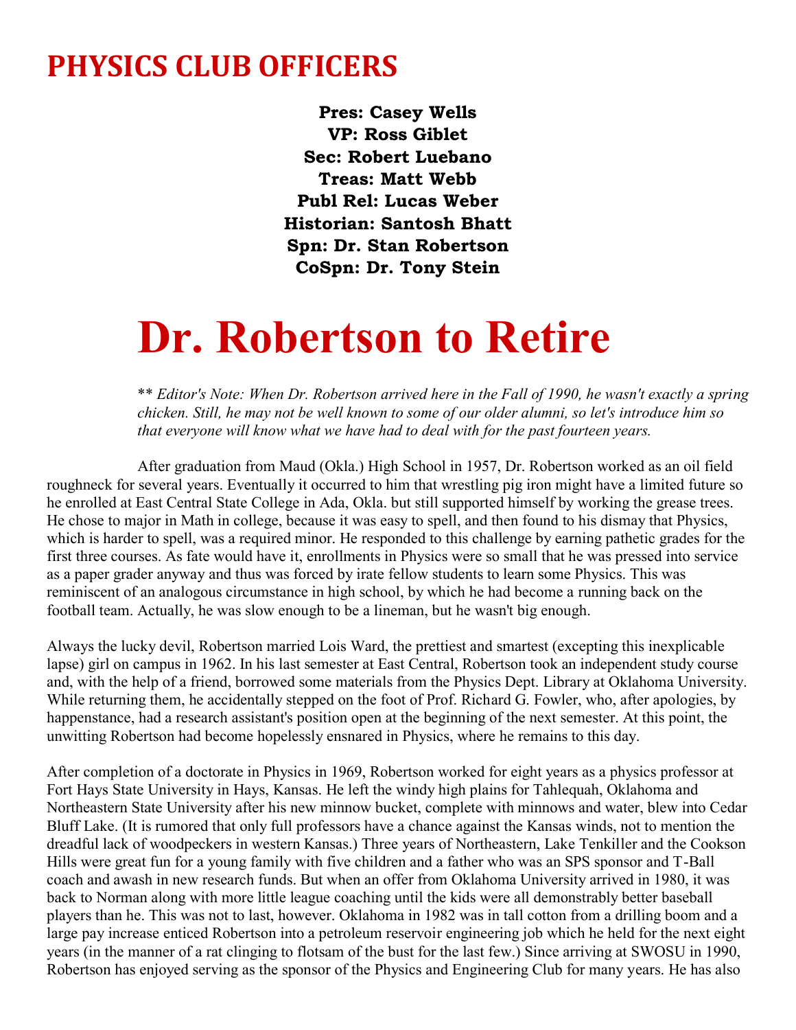# PHYSICS CLUB OFFICERS

**Pres: Casey Wells**
**VP: Ross Giblet**
**Sec: Robert Luebano**
**Treas: Matt Webb**
**Publ Rel: Lucas Weber**
**Historian: Santosh Bhatt**
**Spn: Dr. Stan Robertson**
**CoSpn: Dr. Tony Stein**

# Dr. Robertson to Retire

*** Editor's Note: When Dr. Robertson arrived here in the Fall of 1990, he wasn't exactly a spring chicken. Still, he may not be well known to some of our older alumni, so let's introduce him so that everyone will know what we have had to deal with for the past fourteen years.*

After graduation from Maud (Okla.) High School in 1957, Dr. Robertson worked as an oil field roughneck for several years. Eventually it occurred to him that wrestling pig iron might have a limited future so he enrolled at East Central State College in Ada, Okla. but still supported himself by working the grease trees. He chose to major in Math in college, because it was easy to spell, and then found to his dismay that Physics, which is harder to spell, was a required minor. He responded to this challenge by earning pathetic grades for the first three courses. As fate would have it, enrollments in Physics were so small that he was pressed into service as a paper grader anyway and thus was forced by irate fellow students to learn some Physics. This was reminiscent of an analogous circumstance in high school, by which he had become a running back on the football team. Actually, he was slow enough to be a lineman, but he wasn't big enough.

Always the lucky devil, Robertson married Lois Ward, the prettiest and smartest (excepting this inexplicable lapse) girl on campus in 1962. In his last semester at East Central, Robertson took an independent study course and, with the help of a friend, borrowed some materials from the Physics Dept. Library at Oklahoma University. While returning them, he accidentally stepped on the foot of Prof. Richard G. Fowler, who, after apologies, by happenstance, had a research assistant's position open at the beginning of the next semester. At this point, the unwitting Robertson had become hopelessly ensnared in Physics, where he remains to this day.

After completion of a doctorate in Physics in 1969, Robertson worked for eight years as a physics professor at Fort Hays State University in Hays, Kansas. He left the windy high plains for Tahlequah, Oklahoma and Northeastern State University after his new minnow bucket, complete with minnows and water, blew into Cedar Bluff Lake. (It is rumored that only full professors have a chance against the Kansas winds, not to mention the dreadful lack of woodpeckers in western Kansas.) Three years of Northeastern, Lake Tenkiller and the Cookson Hills were great fun for a young family with five children and a father who was an SPS sponsor and T-Ball coach and awash in new research funds. But when an offer from Oklahoma University arrived in 1980, it was back to Norman along with more little league coaching until the kids were all demonstrably better baseball players than he. This was not to last, however. Oklahoma in 1982 was in tall cotton from a drilling boom and a large pay increase enticed Robertson into a petroleum reservoir engineering job which he held for the next eight years (in the manner of a rat clinging to flotsam of the bust for the last few.) Since arriving at SWOSU in 1990, Robertson has enjoyed serving as the sponsor of the Physics and Engineering Club for many years. He has also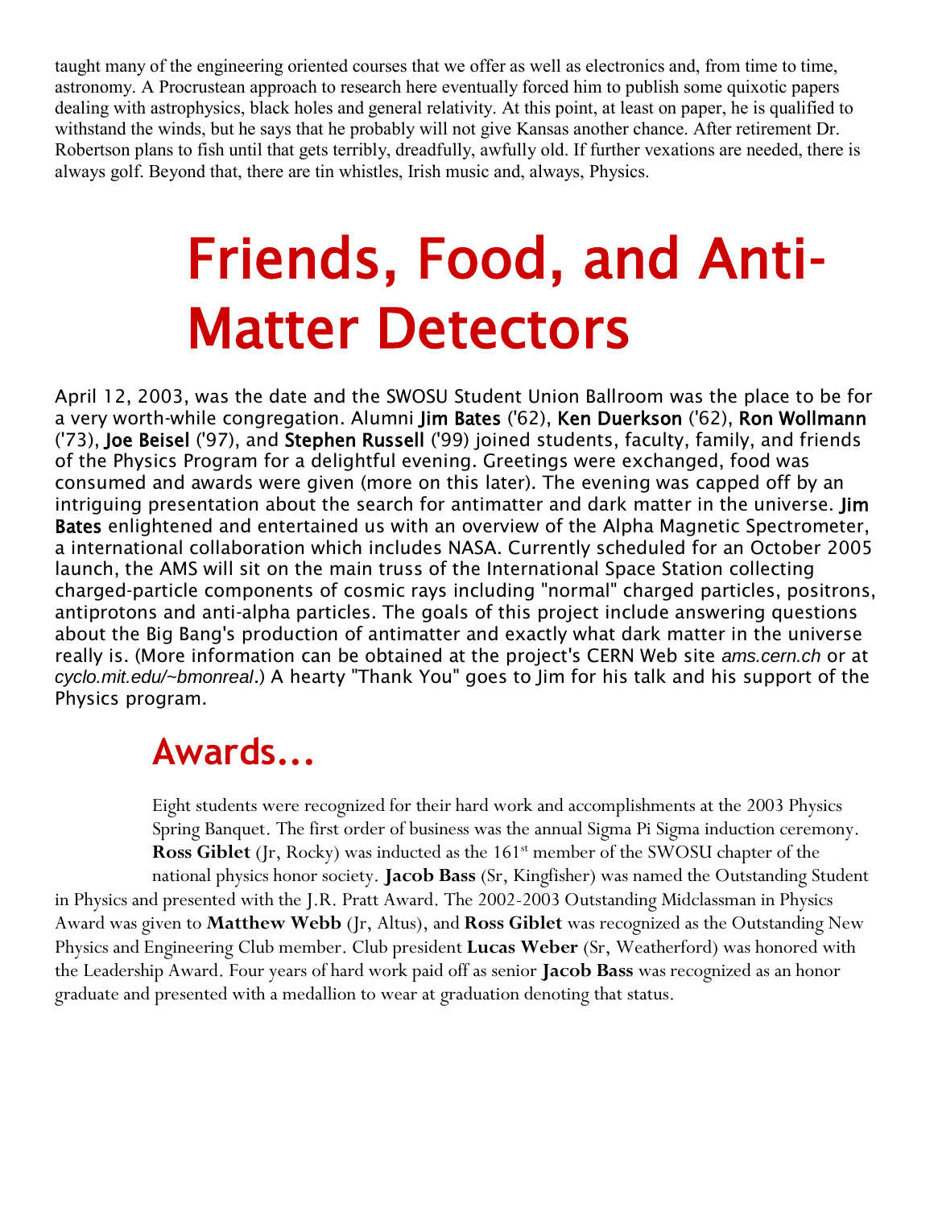taught many of the engineering oriented courses that we offer as well as electronics and, from time to time, astronomy. A Procrustean approach to research here eventually forced him to publish some quixotic papers dealing with astrophysics, black holes and general relativity. At this point, at least on paper, he is qualified to withstand the winds, but he says that he probably will not give Kansas another chance. After retirement Dr. Robertson plans to fish until that gets terribly, dreadfully, awfully old. If further vexations are needed, there is always golf. Beyond that, there are tin whistles, Irish music and, always, Physics.

# Friends, Food, and Anti-Matter Detectors

April 12, 2003, was the date and the SWOSU Student Union Ballroom was the place to be for a very worth-while congregation. Alumni **Jim Bates** ('62), **Ken Duerkson** ('62), **Ron Wollmann** ('73), **Joe Beisel** ('97), and **Stephen Russell** ('99) joined students, faculty, family, and friends of the Physics Program for a delightful evening. Greetings were exchanged, food was consumed and awards were given (more on this later). The evening was capped off by an intriguing presentation about the search for antimatter and dark matter in the universe. **Jim Bates** enlightened and entertained us with an overview of the Alpha Magnetic Spectrometer, a international collaboration which includes NASA. Currently scheduled for an October 2005 launch, the AMS will sit on the main truss of the International Space Station collecting charged-particle components of cosmic rays including "normal" charged particles, positrons, antiprotons and anti-alpha particles. The goals of this project include answering questions about the Big Bang's production of antimatter and exactly what dark matter in the universe really is. (More information can be obtained at the project's CERN Web site *ams.cern.ch* or at *cyclo.mit.edu/~bmonreal*.) A hearty "Thank You" goes to Jim for his talk and his support of the Physics program.

## Awards...

Eight students were recognized for their hard work and accomplishments at the 2003 Physics Spring Banquet. The first order of business was the annual Sigma Pi Sigma induction ceremony. **Ross Giblet** (Jr, Rocky) was inducted as the 161st member of the SWOSU chapter of the national physics honor society. **Jacob Bass** (Sr, Kingfisher) was named the Outstanding Student in Physics and presented with the J.R. Pratt Award. The 2002-2003 Outstanding Midclassman in Physics Award was given to **Matthew Webb** (Jr, Altus), and **Ross Giblet** was recognized as the Outstanding New Physics and Engineering Club member. Club president **Lucas Weber** (Sr, Weatherford) was honored with the Leadership Award. Four years of hard work paid off as senior **Jacob Bass** was recognized as an honor graduate and presented with a medallion to wear at graduation denoting that status.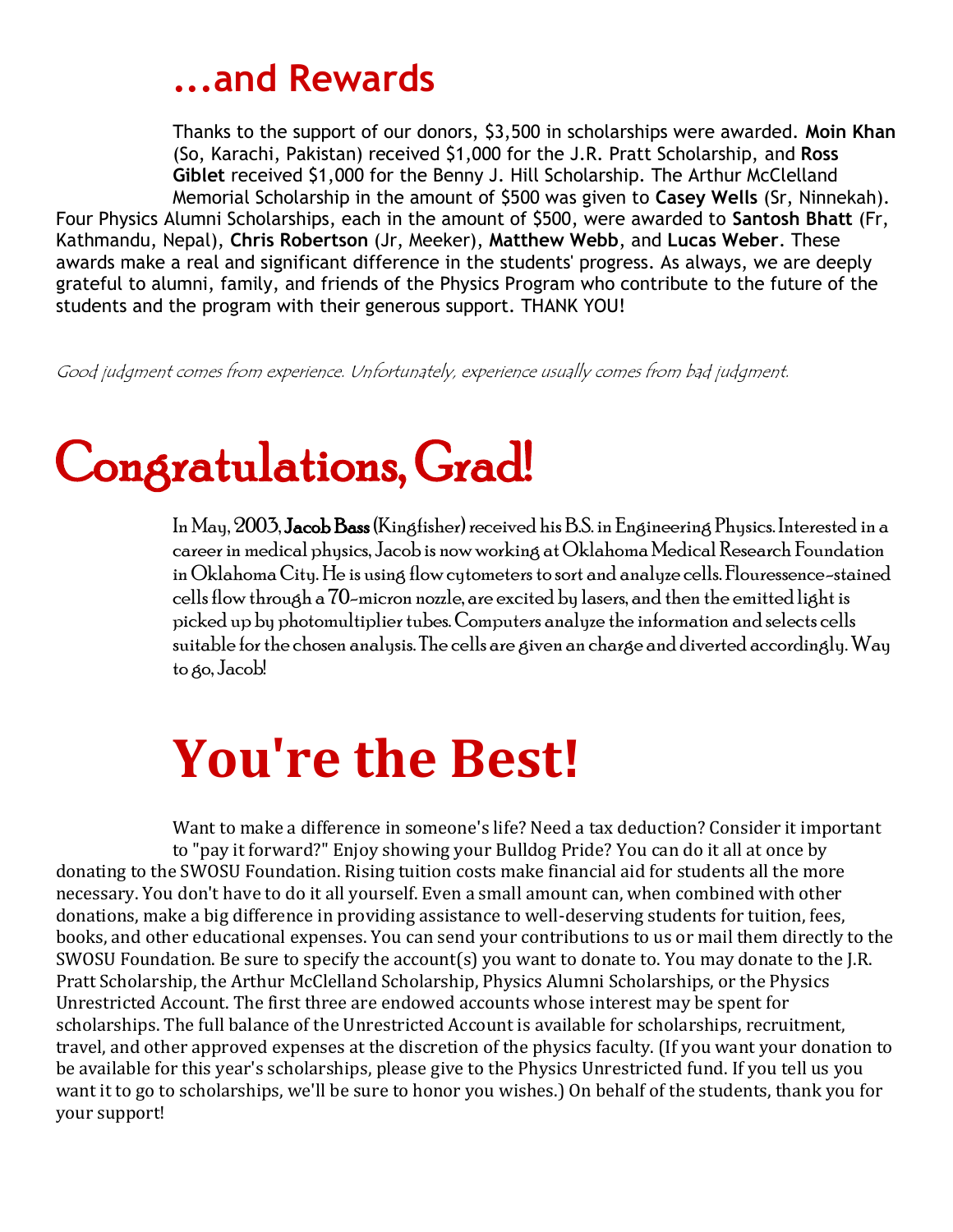# ...and Rewards

Thanks to the support of our donors, $3,500 in scholarships were awarded. **Moin Khan** (So, Karachi, Pakistan) received $1,000 for the J.R. Pratt Scholarship, and **Ross Giblet** received $1,000 for the Benny J. Hill Scholarship. The Arthur McClelland Memorial Scholarship in the amount of $500 was given to **Casey Wells** (Sr, Ninnekah). Four Physics Alumni Scholarships, each in the amount of $500, were awarded to **Santosh Bhatt** (Fr, Kathmandu, Nepal), **Chris Robertson** (Jr, Meeker), **Matthew Webb**, and **Lucas Weber**. These awards make a real and significant difference in the students' progress. As always, we are deeply grateful to alumni, family, and friends of the Physics Program who contribute to the future of the students and the program with their generous support. THANK YOU!

*Good judgment comes from experience. Unfortunately, experience usually comes from bad judgment.*

# Congratulations, Grad!

In May, 2003, **Jacob Bass** (Kingfisher) received his B.S. in Engineering Physics. Interested in a career in medical physics, Jacob is now working at Oklahoma Medical Research Foundation in Oklahoma City. He is using flow cytometers to sort and analyze cells. Flouressence-stained cells flow through a 70-micron nozzle, are excited by lasers, and then the emitted light is picked up by photomultiplier tubes. Computers analyze the information and selects cells suitable for the chosen analysis. The cells are given an charge and diverted accordingly. Way to go, Jacob!

# You're the Best!

Want to make a difference in someone's life? Need a tax deduction? Consider it important to "pay it forward?" Enjoy showing your Bulldog Pride? You can do it all at once by donating to the SWOSU Foundation. Rising tuition costs make financial aid for students all the more necessary. You don't have to do it all yourself. Even a small amount can, when combined with other donations, make a big difference in providing assistance to well-deserving students for tuition, fees, books, and other educational expenses. You can send your contributions to us or mail them directly to the SWOSU Foundation. Be sure to specify the account(s) you want to donate to. You may donate to the J.R. Pratt Scholarship, the Arthur McClelland Scholarship, Physics Alumni Scholarships, or the Physics Unrestricted Account. The first three are endowed accounts whose interest may be spent for scholarships. The full balance of the Unrestricted Account is available for scholarships, recruitment, travel, and other approved expenses at the discretion of the physics faculty. (If you want your donation to be available for this year's scholarships, please give to the Physics Unrestricted fund. If you tell us you want it to go to scholarships, we'll be sure to honor you wishes.) On behalf of the students, thank you for your support!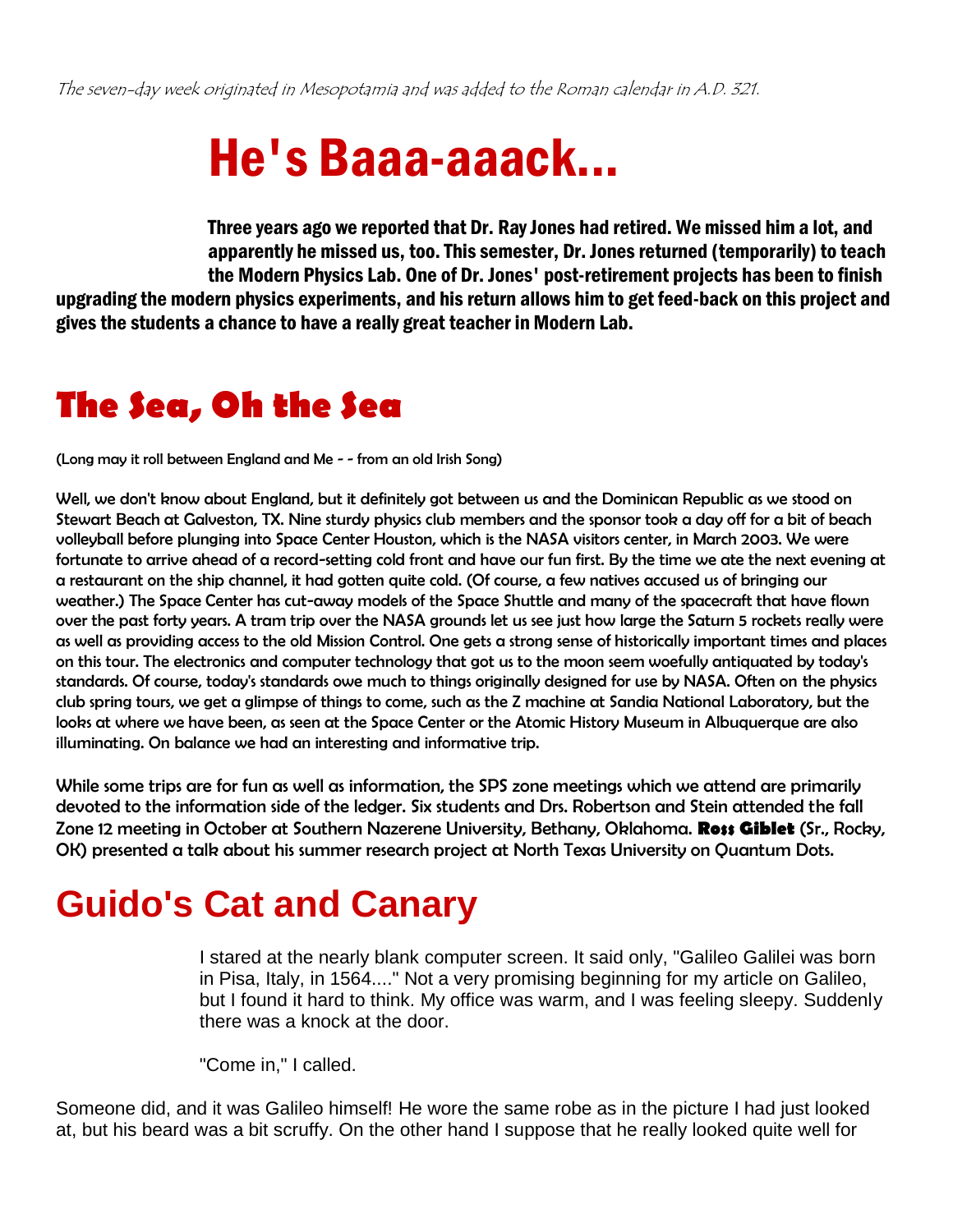*The seven-day week originated in Mesopotamia and was added to the Roman calendar in A.D. 321.*

# He's Baaa-aaack...

**Three years ago we reported that Dr. Ray Jones had retired. We missed him a lot, and apparently he missed us, too. This semester, Dr. Jones returned (temporarily) to teach the Modern Physics Lab. One of Dr. Jones' post-retirement projects has been to finish upgrading the modern physics experiments, and his return allows him to get feed-back on this project and gives the students a chance to have a really great teacher in Modern Lab.**

# The Sea, Oh the Sea

(Long may it roll between England and Me - - from an old Irish Song)

Well, we don't know about England, but it definitely got between us and the Dominican Republic as we stood on Stewart Beach at Galveston, TX. Nine sturdy physics club members and the sponsor took a day off for a bit of beach volleyball before plunging into Space Center Houston, which is the NASA visitors center, in March 2003. We were fortunate to arrive ahead of a record-setting cold front and have our fun first. By the time we ate the next evening at a restaurant on the ship channel, it had gotten quite cold. (Of course, a few natives accused us of bringing our weather.) The Space Center has cut-away models of the Space Shuttle and many of the spacecraft that have flown over the past forty years. A tram trip over the NASA grounds let us see just how large the Saturn 5 rockets really were as well as providing access to the old Mission Control. One gets a strong sense of historically important times and places on this tour. The electronics and computer technology that got us to the moon seem woefully antiquated by today's standards. Of course, today's standards owe much to things originally designed for use by NASA. Often on the physics club spring tours, we get a glimpse of things to come, such as the Z machine at Sandia National Laboratory, but the looks at where we have been, as seen at the Space Center or the Atomic History Museum in Albuquerque are also illuminating. On balance we had an interesting and informative trip.

While some trips are for fun as well as information, the SPS zone meetings which we attend are primarily devoted to the information side of the ledger. Six students and Drs. Robertson and Stein attended the fall Zone 12 meeting in October at Southern Nazerene University, Bethany, Oklahoma. **Ross Giblet** (Sr., Rocky, OK) presented a talk about his summer research project at North Texas University on Quantum Dots.

# Guido's Cat and Canary

I stared at the nearly blank computer screen. It said only, "Galileo Galilei was born in Pisa, Italy, in 1564...." Not a very promising beginning for my article on Galileo, but I found it hard to think. My office was warm, and I was feeling sleepy. Suddenly there was a knock at the door.

"Come in," I called.

Someone did, and it was Galileo himself! He wore the same robe as in the picture I had just looked at, but his beard was a bit scruffy. On the other hand I suppose that he really looked quite well for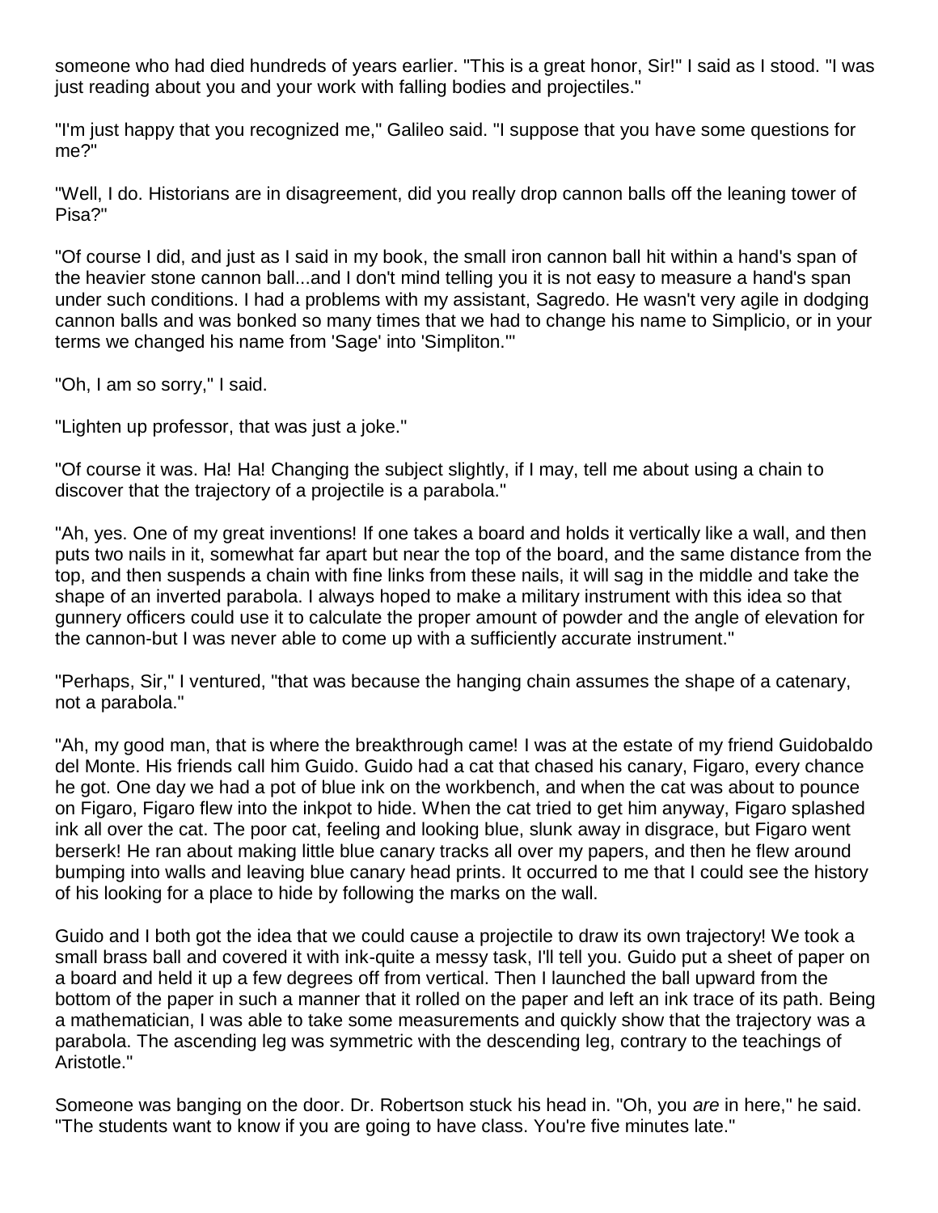someone who had died hundreds of years earlier. "This is a great honor, Sir!" I said as I stood. "I was just reading about you and your work with falling bodies and projectiles."

"I'm just happy that you recognized me," Galileo said. "I suppose that you have some questions for me?"

"Well, I do. Historians are in disagreement, did you really drop cannon balls off the leaning tower of Pisa?"

"Of course I did, and just as I said in my book, the small iron cannon ball hit within a hand's span of the heavier stone cannon ball...and I don't mind telling you it is not easy to measure a hand's span under such conditions. I had a problems with my assistant, Sagredo. He wasn't very agile in dodging cannon balls and was bonked so many times that we had to change his name to Simplicio, or in your terms we changed his name from 'Sage' into 'Simpliton.'"

"Oh, I am so sorry," I said.

"Lighten up professor, that was just a joke."

"Of course it was. Ha! Ha! Changing the subject slightly, if I may, tell me about using a chain to discover that the trajectory of a projectile is a parabola."

"Ah, yes. One of my great inventions! If one takes a board and holds it vertically like a wall, and then puts two nails in it, somewhat far apart but near the top of the board, and the same distance from the top, and then suspends a chain with fine links from these nails, it will sag in the middle and take the shape of an inverted parabola. I always hoped to make a military instrument with this idea so that gunnery officers could use it to calculate the proper amount of powder and the angle of elevation for the cannon-but I was never able to come up with a sufficiently accurate instrument."

"Perhaps, Sir," I ventured, "that was because the hanging chain assumes the shape of a catenary, not a parabola."

"Ah, my good man, that is where the breakthrough came! I was at the estate of my friend Guidobaldo del Monte. His friends call him Guido. Guido had a cat that chased his canary, Figaro, every chance he got. One day we had a pot of blue ink on the workbench, and when the cat was about to pounce on Figaro, Figaro flew into the inkpot to hide. When the cat tried to get him anyway, Figaro splashed ink all over the cat. The poor cat, feeling and looking blue, slunk away in disgrace, but Figaro went berserk! He ran about making little blue canary tracks all over my papers, and then he flew around bumping into walls and leaving blue canary head prints. It occurred to me that I could see the history of his looking for a place to hide by following the marks on the wall.

Guido and I both got the idea that we could cause a projectile to draw its own trajectory! We took a small brass ball and covered it with ink-quite a messy task, I'll tell you. Guido put a sheet of paper on a board and held it up a few degrees off from vertical. Then I launched the ball upward from the bottom of the paper in such a manner that it rolled on the paper and left an ink trace of its path. Being a mathematician, I was able to take some measurements and quickly show that the trajectory was a parabola. The ascending leg was symmetric with the descending leg, contrary to the teachings of Aristotle."

Someone was banging on the door. Dr. Robertson stuck his head in. "Oh, you *are* in here," he said. "The students want to know if you are going to have class. You're five minutes late."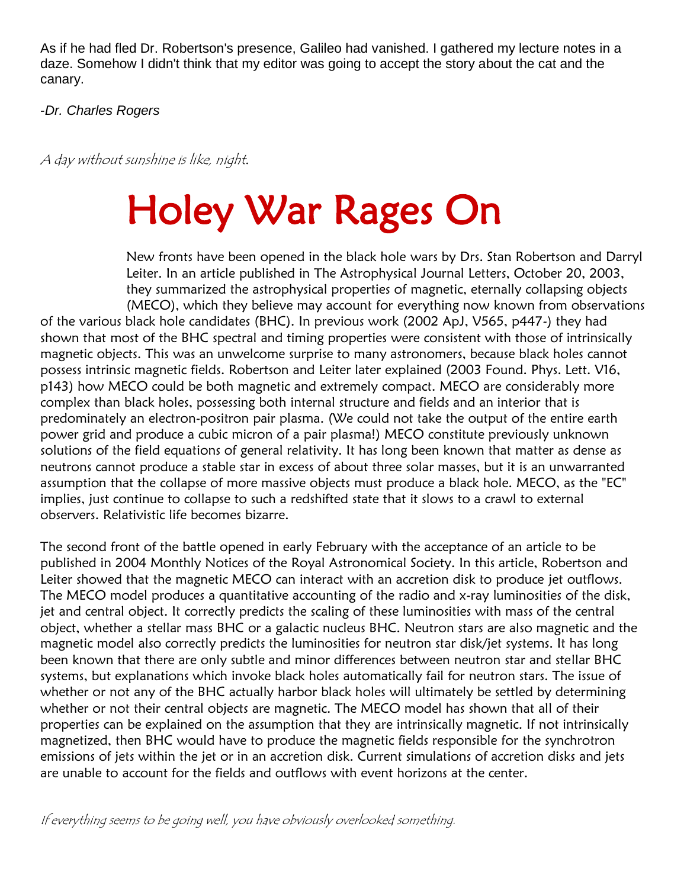As if he had fled Dr. Robertson's presence, Galileo had vanished. I gathered my lecture notes in a daze. Somehow I didn't think that my editor was going to accept the story about the cat and the canary.

*-Dr. Charles Rogers*

*A day without sunshine is like, night.*

# Holey War Rages On

New fronts have been opened in the black hole wars by Drs. Stan Robertson and Darryl Leiter. In an article published in The Astrophysical Journal Letters, October 20, 2003, they summarized the astrophysical properties of magnetic, eternally collapsing objects (MECO), which they believe may account for everything now known from observations of the various black hole candidates (BHC). In previous work (2002 ApJ, V565, p447-) they had shown that most of the BHC spectral and timing properties were consistent with those of intrinsically magnetic objects. This was an unwelcome surprise to many astronomers, because black holes cannot possess intrinsic magnetic fields. Robertson and Leiter later explained (2003 Found. Phys. Lett. V16, p143) how MECO could be both magnetic and extremely compact. MECO are considerably more complex than black holes, possessing both internal structure and fields and an interior that is predominately an electron-positron pair plasma. (We could not take the output of the entire earth power grid and produce a cubic micron of a pair plasma!) MECO constitute previously unknown solutions of the field equations of general relativity. It has long been known that matter as dense as neutrons cannot produce a stable star in excess of about three solar masses, but it is an unwarranted assumption that the collapse of more massive objects must produce a black hole. MECO, as the "EC" implies, just continue to collapse to such a redshifted state that it slows to a crawl to external observers. Relativistic life becomes bizarre.

The second front of the battle opened in early February with the acceptance of an article to be published in 2004 Monthly Notices of the Royal Astronomical Society. In this article, Robertson and Leiter showed that the magnetic MECO can interact with an accretion disk to produce jet outflows. The MECO model produces a quantitative accounting of the radio and x-ray luminosities of the disk, jet and central object. It correctly predicts the scaling of these luminosities with mass of the central object, whether a stellar mass BHC or a galactic nucleus BHC. Neutron stars are also magnetic and the magnetic model also correctly predicts the luminosities for neutron star disk/jet systems. It has long been known that there are only subtle and minor differences between neutron star and stellar BHC systems, but explanations which invoke black holes automatically fail for neutron stars. The issue of whether or not any of the BHC actually harbor black holes will ultimately be settled by determining whether or not their central objects are magnetic. The MECO model has shown that all of their properties can be explained on the assumption that they are intrinsically magnetic. If not intrinsically magnetized, then BHC would have to produce the magnetic fields responsible for the synchrotron emissions of jets within the jet or in an accretion disk. Current simulations of accretion disks and jets are unable to account for the fields and outflows with event horizons at the center.

*If everything seems to be going well, you have obviously overlooked something.*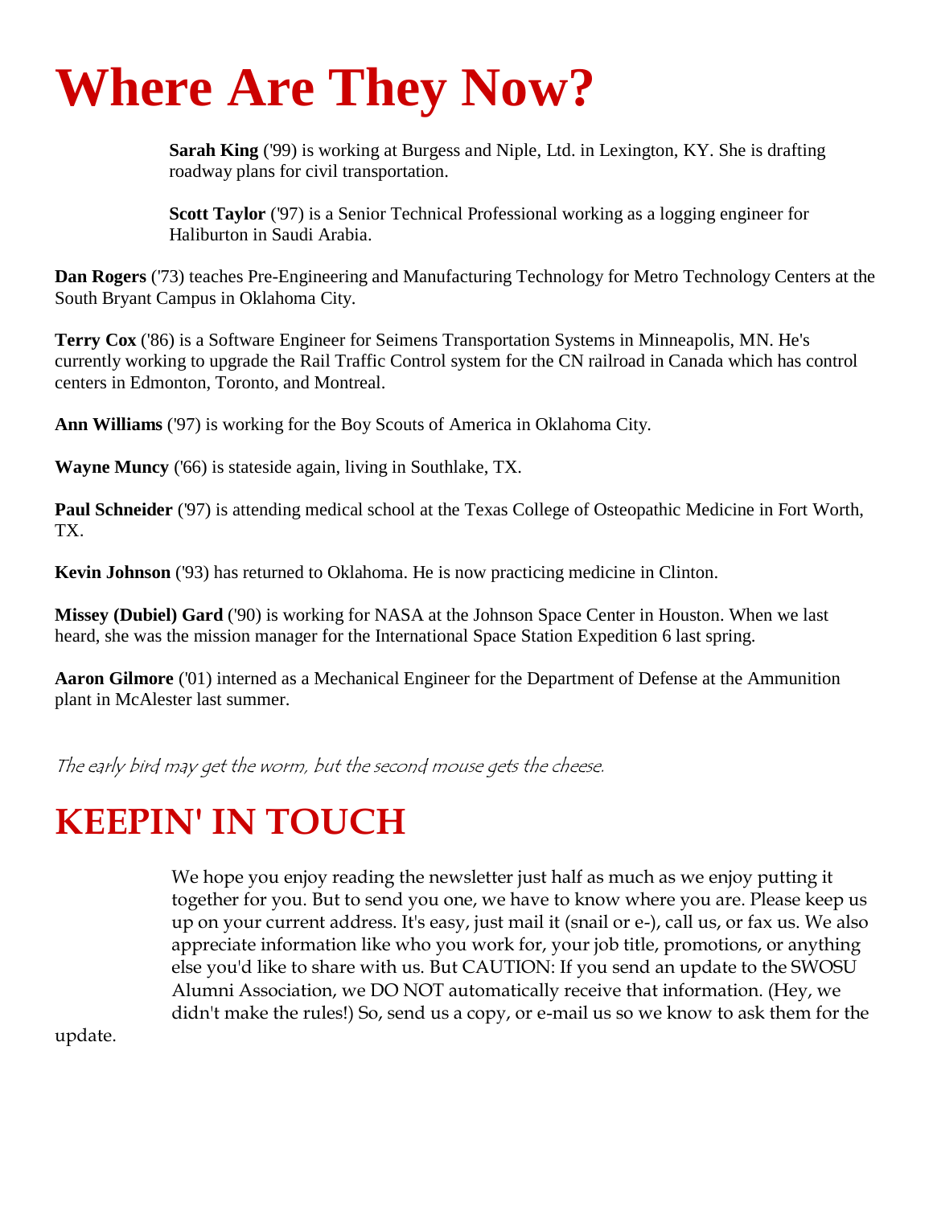# Where Are They Now?

**Sarah King** ('99) is working at Burgess and Niple, Ltd. in Lexington, KY. She is drafting roadway plans for civil transportation.

**Scott Taylor** ('97) is a Senior Technical Professional working as a logging engineer for Haliburton in Saudi Arabia.

**Dan Rogers** ('73) teaches Pre-Engineering and Manufacturing Technology for Metro Technology Centers at the South Bryant Campus in Oklahoma City.

**Terry Cox** ('86) is a Software Engineer for Seimens Transportation Systems in Minneapolis, MN. He's currently working to upgrade the Rail Traffic Control system for the CN railroad in Canada which has control centers in Edmonton, Toronto, and Montreal.

**Ann Williams** ('97) is working for the Boy Scouts of America in Oklahoma City.

**Wayne Muncy** ('66) is stateside again, living in Southlake, TX.

**Paul Schneider** ('97) is attending medical school at the Texas College of Osteopathic Medicine in Fort Worth, TX.

**Kevin Johnson** ('93) has returned to Oklahoma. He is now practicing medicine in Clinton.

**Missey (Dubiel) Gard** ('90) is working for NASA at the Johnson Space Center in Houston. When we last heard, she was the mission manager for the International Space Station Expedition 6 last spring.

**Aaron Gilmore** ('01) interned as a Mechanical Engineer for the Department of Defense at the Ammunition plant in McAlester last summer.

*The early bird may get the worm, but the second mouse gets the cheese.*

## KEEPIN' IN TOUCH

We hope you enjoy reading the newsletter just half as much as we enjoy putting it together for you. But to send you one, we have to know where you are. Please keep us up on your current address. It's easy, just mail it (snail or e-), call us, or fax us. We also appreciate information like who you work for, your job title, promotions, or anything else you'd like to share with us. But CAUTION: If you send an update to the SWOSU Alumni Association, we DO NOT automatically receive that information. (Hey, we didn't make the rules!) So, send us a copy, or e-mail us so we know to ask them for the update.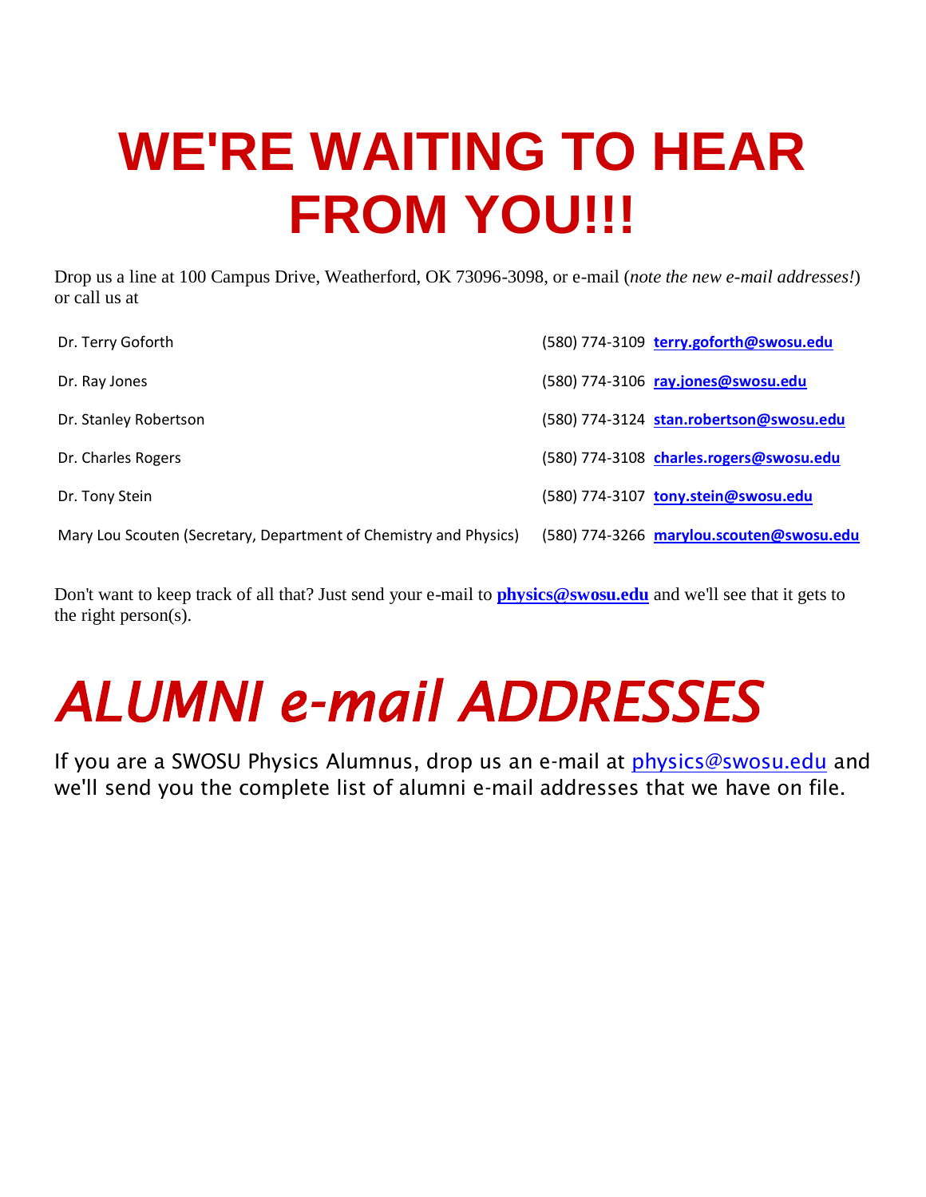# WE'RE WAITING TO HEAR FROM YOU!!!

Drop us a line at 100 Campus Drive, Weatherford, OK 73096-3098, or e-mail (*note the new e-mail addresses!*) or call us at

| | | |
|---|---|---|
| Dr. Terry Goforth | (580) 774-3109 | **terry.goforth@swosu.edu** |
| Dr. Ray Jones | (580) 774-3106 | **ray.jones@swosu.edu** |
| Dr. Stanley Robertson | (580) 774-3124 | **stan.robertson@swosu.edu** |
| Dr. Charles Rogers | (580) 774-3108 | **charles.rogers@swosu.edu** |
| Dr. Tony Stein | (580) 774-3107 | **tony.stein@swosu.edu** |
| Mary Lou Scouten (Secretary, Department of Chemistry and Physics) | (580) 774-3266 | **marylou.scouten@swosu.edu** |

Don't want to keep track of all that? Just send your e-mail to **physics@swosu.edu** and we'll see that it gets to the right person(s).

# *ALUMNI e-mail ADDRESSES*

If you are a SWOSU Physics Alumnus, drop us an e-mail at physics@swosu.edu and we'll send you the complete list of alumni e-mail addresses that we have on file.